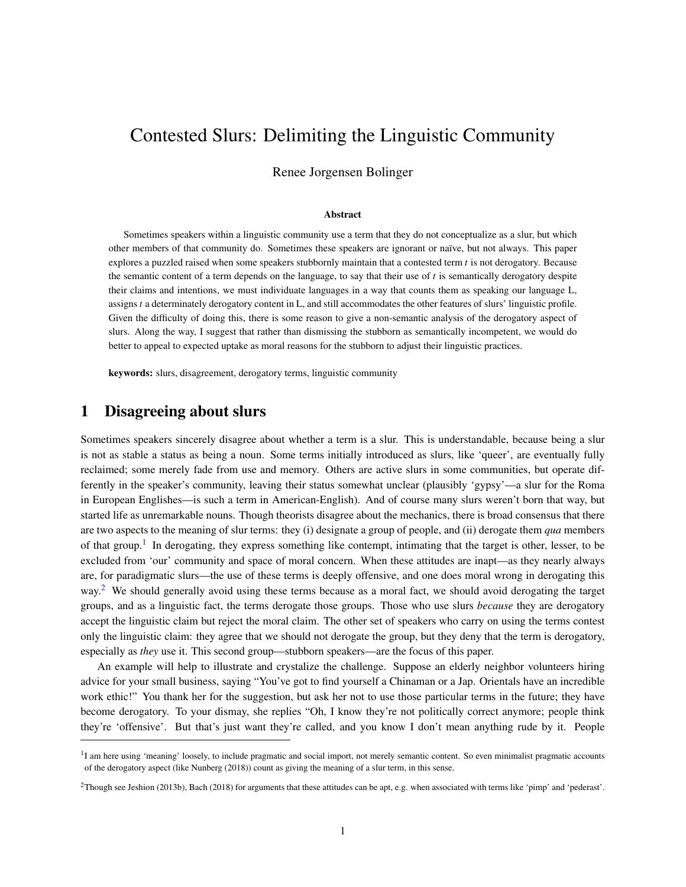# Contested Slurs: Delimiting the Linguistic Community

Renee Jorgensen Bolinger

### Abstract

Sometimes speakers within a linguistic community use a term that they do not conceptualize as a slur, but which other members of that community do. Sometimes these speakers are ignorant or naïve, but not always. This paper explores a puzzled raised when some speakers stubbornly maintain that a contested term *t* is not derogatory. Because the semantic content of a term depends on the language, to say that their use of *t* is semantically derogatory despite their claims and intentions, we must individuate languages in a way that counts them as speaking our language L, assigns *t* a determinately derogatory content in L, and still accommodates the other features of slurs' linguistic profile. Given the difficulty of doing this, there is some reason to give a non-semantic analysis of the derogatory aspect of slurs. Along the way, I suggest that rather than dismissing the stubborn as semantically incompetent, we would do better to appeal to expected uptake as moral reasons for the stubborn to adjust their linguistic practices.

**keywords:** slurs, disagreement, derogatory terms, linguistic community

## 1 Disagreeing about slurs

Sometimes speakers sincerely disagree about whether a term is a slur. This is understandable, because being a slur is not as stable a status as being a noun. Some terms initially introduced as slurs, like 'queer', are eventually fully reclaimed; some merely fade from use and memory. Others are active slurs in some communities, but operate differently in the speaker's community, leaving their status somewhat unclear (plausibly 'gypsy'—a slur for the Roma in European Englishes—is such a term in American-English). And of course many slurs weren't born that way, but started life as unremarkable nouns. Though theorists disagree about the mechanics, there is broad consensus that there are two aspects to the meaning of slur terms: they (i) designate a group of people, and (ii) derogate them *qua* members of that group.[1] In derogating, they express something like contempt, intimating that the target is other, lesser, to be excluded from 'our' community and space of moral concern. When these attitudes are inapt—as they nearly always are, for paradigmatic slurs—the use of these terms is deeply offensive, and one does moral wrong in derogating this way.[2] We should generally avoid using these terms because as a moral fact, we should avoid derogating the target groups, and as a linguistic fact, the terms derogate those groups. Those who use slurs *because* they are derogatory accept the linguistic claim but reject the moral claim. The other set of speakers who carry on using the terms contest only the linguistic claim: they agree that we should not derogate the group, but they deny that the term is derogatory, especially as *they* use it. This second group—stubborn speakers—are the focus of this paper.

An example will help to illustrate and crystalize the challenge. Suppose an elderly neighbor volunteers hiring advice for your small business, saying "You've got to find yourself a Chinaman or a Jap. Orientals have an incredible work ethic!" You thank her for the suggestion, but ask her not to use those particular terms in the future; they have become derogatory. To your dismay, she replies "Oh, I know they're not politically correct anymore; people think they're 'offensive'. But that's just want they're called, and you know I don't mean anything rude by it. People

---

[1] I am here using 'meaning' loosely, to include pragmatic and social import, not merely semantic content. So even minimalist pragmatic accounts of the derogatory aspect (like Nunberg (2018)) count as giving the meaning of a slur term, in this sense.

[2] Though see Jeshion (2013b), Bach (2018) for arguments that these attitudes can be apt, e.g. when associated with terms like 'pimp' and 'pederast'.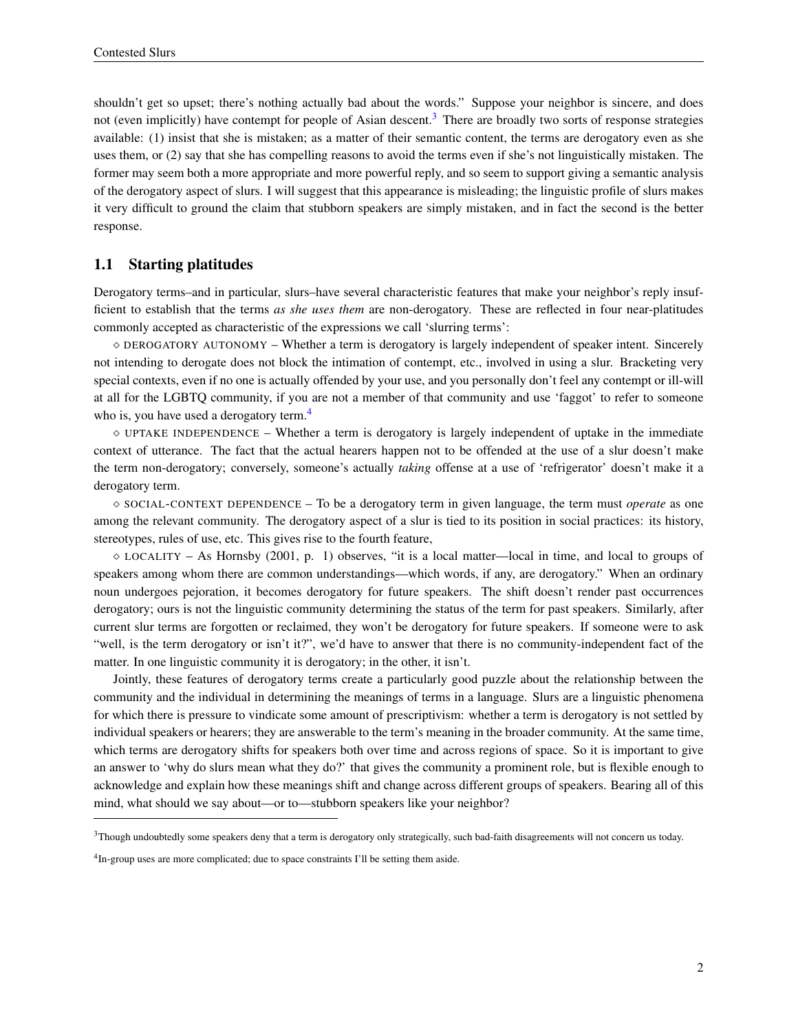shouldn't get so upset; there's nothing actually bad about the words." Suppose your neighbor is sincere, and does not (even implicitly) have contempt for people of Asian descent.[3] There are broadly two sorts of response strategies available: (1) insist that she is mistaken; as a matter of their semantic content, the terms are derogatory even as she uses them, or (2) say that she has compelling reasons to avoid the terms even if she's not linguistically mistaken. The former may seem both a more appropriate and more powerful reply, and so seem to support giving a semantic analysis of the derogatory aspect of slurs. I will suggest that this appearance is misleading; the linguistic profile of slurs makes it very difficult to ground the claim that stubborn speakers are simply mistaken, and in fact the second is the better response.

## 1.1 Starting platitudes

Derogatory terms–and in particular, slurs–have several characteristic features that make your neighbor's reply insufficient to establish that the terms *as she uses them* are non-derogatory. These are reflected in four near-platitudes commonly accepted as characteristic of the expressions we call 'slurring terms':

◇ DEROGATORY AUTONOMY – Whether a term is derogatory is largely independent of speaker intent. Sincerely not intending to derogate does not block the intimation of contempt, etc., involved in using a slur. Bracketing very special contexts, even if no one is actually offended by your use, and you personally don't feel any contempt or ill-will at all for the LGBTQ community, if you are not a member of that community and use 'faggot' to refer to someone who is, you have used a derogatory term.[4]

◇ UPTAKE INDEPENDENCE – Whether a term is derogatory is largely independent of uptake in the immediate context of utterance. The fact that the actual hearers happen not to be offended at the use of a slur doesn't make the term non-derogatory; conversely, someone's actually *taking* offense at a use of 'refrigerator' doesn't make it a derogatory term.

◇ SOCIAL-CONTEXT DEPENDENCE – To be a derogatory term in given language, the term must *operate* as one among the relevant community. The derogatory aspect of a slur is tied to its position in social practices: its history, stereotypes, rules of use, etc. This gives rise to the fourth feature,

◇ LOCALITY – As Hornsby (2001, p. 1) observes, "it is a local matter—local in time, and local to groups of speakers among whom there are common understandings—which words, if any, are derogatory." When an ordinary noun undergoes pejoration, it becomes derogatory for future speakers. The shift doesn't render past occurrences derogatory; ours is not the linguistic community determining the status of the term for past speakers. Similarly, after current slur terms are forgotten or reclaimed, they won't be derogatory for future speakers. If someone were to ask "well, is the term derogatory or isn't it?", we'd have to answer that there is no community-independent fact of the matter. In one linguistic community it is derogatory; in the other, it isn't.

Jointly, these features of derogatory terms create a particularly good puzzle about the relationship between the community and the individual in determining the meanings of terms in a language. Slurs are a linguistic phenomena for which there is pressure to vindicate some amount of prescriptivism: whether a term is derogatory is not settled by individual speakers or hearers; they are answerable to the term's meaning in the broader community. At the same time, which terms are derogatory shifts for speakers both over time and across regions of space. So it is important to give an answer to 'why do slurs mean what they do?' that gives the community a prominent role, but is flexible enough to acknowledge and explain how these meanings shift and change across different groups of speakers. Bearing all of this mind, what should we say about—or to—stubborn speakers like your neighbor?

[3] Though undoubtedly some speakers deny that a term is derogatory only strategically, such bad-faith disagreements will not concern us today.

[4] In-group uses are more complicated; due to space constraints I'll be setting them aside.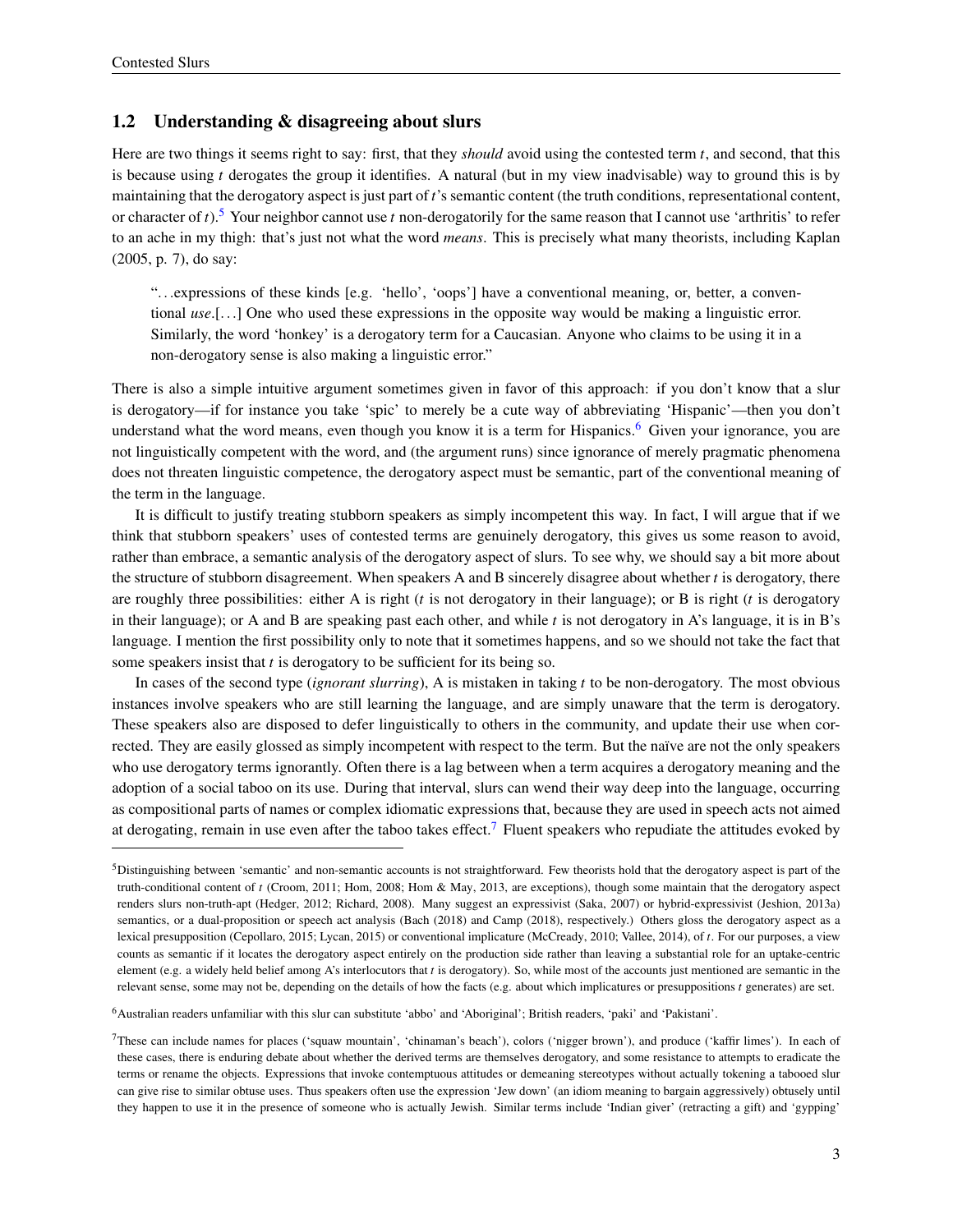## 1.2 Understanding & disagreeing about slurs

Here are two things it seems right to say: first, that they *should* avoid using the contested term *t*, and second, that this is because using *t* derogates the group it identifies. A natural (but in my view inadvisable) way to ground this is by maintaining that the derogatory aspect is just part of *t*'s semantic content (the truth conditions, representational content, or character of *t*).[5] Your neighbor cannot use *t* non-derogatorily for the same reason that I cannot use 'arthritis' to refer to an ache in my thigh: that's just not what the word *means*. This is precisely what many theorists, including Kaplan (2005, p. 7), do say:

> "...expressions of these kinds [e.g. 'hello', 'oops'] have a conventional meaning, or, better, a conventional *use*.[...] One who used these expressions in the opposite way would be making a linguistic error. Similarly, the word 'honkey' is a derogatory term for a Caucasian. Anyone who claims to be using it in a non-derogatory sense is also making a linguistic error."

There is also a simple intuitive argument sometimes given in favor of this approach: if you don't know that a slur is derogatory—if for instance you take 'spic' to merely be a cute way of abbreviating 'Hispanic'—then you don't understand what the word means, even though you know it is a term for Hispanics.[6] Given your ignorance, you are not linguistically competent with the word, and (the argument runs) since ignorance of merely pragmatic phenomena does not threaten linguistic competence, the derogatory aspect must be semantic, part of the conventional meaning of the term in the language.

It is difficult to justify treating stubborn speakers as simply incompetent this way. In fact, I will argue that if we think that stubborn speakers' uses of contested terms are genuinely derogatory, this gives us some reason to avoid, rather than embrace, a semantic analysis of the derogatory aspect of slurs. To see why, we should say a bit more about the structure of stubborn disagreement. When speakers A and B sincerely disagree about whether *t* is derogatory, there are roughly three possibilities: either A is right (*t* is not derogatory in their language); or B is right (*t* is derogatory in their language); or A and B are speaking past each other, and while *t* is not derogatory in A's language, it is in B's language. I mention the first possibility only to note that it sometimes happens, and so we should not take the fact that some speakers insist that *t* is derogatory to be sufficient for its being so.

In cases of the second type (*ignorant slurring*), A is mistaken in taking *t* to be non-derogatory. The most obvious instances involve speakers who are still learning the language, and are simply unaware that the term is derogatory. These speakers also are disposed to defer linguistically to others in the community, and update their use when corrected. They are easily glossed as simply incompetent with respect to the term. But the naïve are not the only speakers who use derogatory terms ignorantly. Often there is a lag between when a term acquires a derogatory meaning and the adoption of a social taboo on its use. During that interval, slurs can wend their way deep into the language, occurring as compositional parts of names or complex idiomatic expressions that, because they are used in speech acts not aimed at derogating, remain in use even after the taboo takes effect.[7] Fluent speakers who repudiate the attitudes evoked by

---

[5]Distinguishing between 'semantic' and non-semantic accounts is not straightforward. Few theorists hold that the derogatory aspect is part of the truth-conditional content of *t* (Croom, 2011; Hom, 2008; Hom & May, 2013, are exceptions), though some maintain that the derogatory aspect renders slurs non-truth-apt (Hedger, 2012; Richard, 2008). Many suggest an expressivist (Saka, 2007) or hybrid-expressivist (Jeshion, 2013a) semantics, or a dual-proposition or speech act analysis (Bach (2018) and Camp (2018), respectively.) Others gloss the derogatory aspect as a lexical presupposition (Cepollaro, 2015; Lycan, 2015) or conventional implicature (McCready, 2010; Vallee, 2014), of *t*. For our purposes, a view counts as semantic if it locates the derogatory aspect entirely on the production side rather than leaving a substantial role for an uptake-centric element (e.g. a widely held belief among A's interlocutors that *t* is derogatory). So, while most of the accounts just mentioned are semantic in the relevant sense, some may not be, depending on the details of how the facts (e.g. about which implicatures or presuppositions *t* generates) are set.

[6]Australian readers unfamiliar with this slur can substitute 'abbo' and 'Aboriginal'; British readers, 'paki' and 'Pakistani'.

[7]These can include names for places ('squaw mountain', 'chinaman's beach'), colors ('nigger brown'), and produce ('kaffir limes'). In each of these cases, there is enduring debate about whether the derived terms are themselves derogatory, and some resistance to attempts to eradicate the terms or rename the objects. Expressions that invoke contemptuous attitudes or demeaning stereotypes without actually tokening a tabooed slur can give rise to similar obtuse uses. Thus speakers often use the expression 'Jew down' (an idiom meaning to bargain aggressively) obtusely until they happen to use it in the presence of someone who is actually Jewish. Similar terms include 'Indian giver' (retracting a gift) and 'gypping'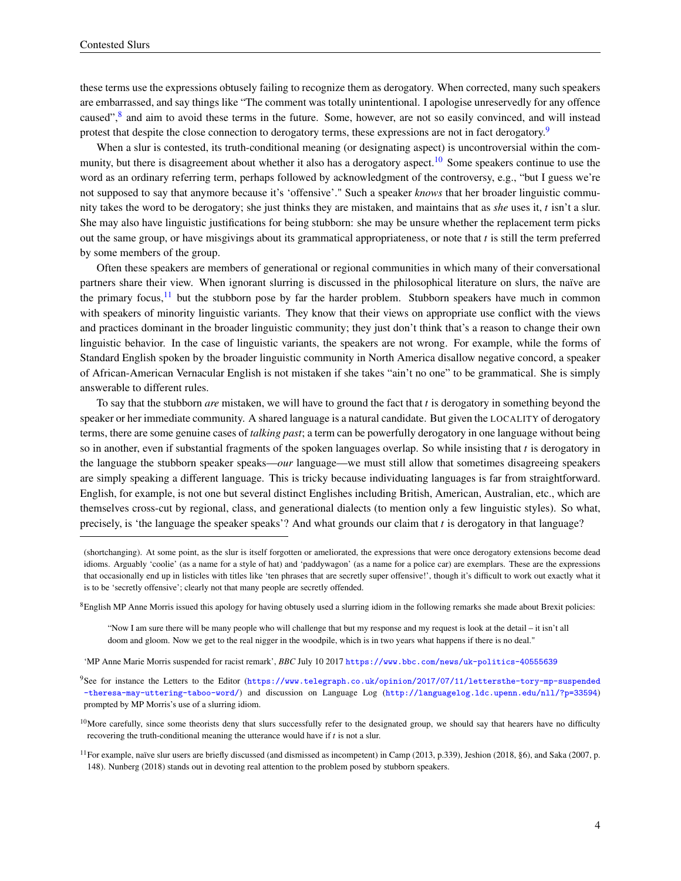these terms use the expressions obtusely failing to recognize them as derogatory. When corrected, many such speakers are embarrassed, and say things like "The comment was totally unintentional. I apologise unreservedly for any offence caused",[8] and aim to avoid these terms in the future. Some, however, are not so easily convinced, and will instead protest that despite the close connection to derogatory terms, these expressions are not in fact derogatory.[9]

When a slur is contested, its truth-conditional meaning (or designating aspect) is uncontroversial within the community, but there is disagreement about whether it also has a derogatory aspect.[10] Some speakers continue to use the word as an ordinary referring term, perhaps followed by acknowledgment of the controversy, e.g., "but I guess we're not supposed to say that anymore because it's 'offensive'." Such a speaker *knows* that her broader linguistic community takes the word to be derogatory; she just thinks they are mistaken, and maintains that as *she* uses it, *t* isn't a slur. She may also have linguistic justifications for being stubborn: she may be unsure whether the replacement term picks out the same group, or have misgivings about its grammatical appropriateness, or note that *t* is still the term preferred by some members of the group.

Often these speakers are members of generational or regional communities in which many of their conversational partners share their view. When ignorant slurring is discussed in the philosophical literature on slurs, the naïve are the primary focus,[11] but the stubborn pose by far the harder problem. Stubborn speakers have much in common with speakers of minority linguistic variants. They know that their views on appropriate use conflict with the views and practices dominant in the broader linguistic community; they just don't think that's a reason to change their own linguistic behavior. In the case of linguistic variants, the speakers are not wrong. For example, while the forms of Standard English spoken by the broader linguistic community in North America disallow negative concord, a speaker of African-American Vernacular English is not mistaken if she takes "ain't no one" to be grammatical. She is simply answerable to different rules.

To say that the stubborn *are* mistaken, we will have to ground the fact that *t* is derogatory in something beyond the speaker or her immediate community. A shared language is a natural candidate. But given the LOCALITY of derogatory terms, there are some genuine cases of *talking past*; a term can be powerfully derogatory in one language without being so in another, even if substantial fragments of the spoken languages overlap. So while insisting that *t* is derogatory in the language the stubborn speaker speaks—*our* language—we must still allow that sometimes disagreeing speakers are simply speaking a different language. This is tricky because individuating languages is far from straightforward. English, for example, is not one but several distinct Englishes including British, American, Australian, etc., which are themselves cross-cut by regional, class, and generational dialects (to mention only a few linguistic styles). So what, precisely, is 'the language the speaker speaks'? And what grounds our claim that *t* is derogatory in that language?

---

(shortchanging). At some point, as the slur is itself forgotten or ameliorated, the expressions that were once derogatory extensions become dead idioms. Arguably 'coolie' (as a name for a style of hat) and 'paddywagon' (as a name for a police car) are exemplars. These are the expressions that occasionally end up in listicles with titles like 'ten phrases that are secretly super offensive!', though it's difficult to work out exactly what it is to be 'secretly offensive'; clearly not that many people are secretly offended.

[8] English MP Anne Morris issued this apology for having obtusely used a slurring idiom in the following remarks she made about Brexit policies:

> "Now I am sure there will be many people who will challenge that but my response and my request is look at the detail – it isn't all doom and gloom. Now we get to the real nigger in the woodpile, which is in two years what happens if there is no deal."

'MP Anne Marie Morris suspended for racist remark', *BBC* July 10 2017 https://www.bbc.com/news/uk-politics-40555639

[9] See for instance the Letters to the Editor (https://www.telegraph.co.uk/opinion/2017/07/11/lettersthe-tory-mp-suspended-theresa-may-uttering-taboo-word/) and discussion on Language Log (http://languagelog.ldc.upenn.edu/nll/?p=33594) prompted by MP Morris's use of a slurring idiom.

[10] More carefully, since some theorists deny that slurs successfully refer to the designated group, we should say that hearers have no difficulty recovering the truth-conditional meaning the utterance would have if *t* is not a slur.

[11] For example, naïve slur users are briefly discussed (and dismissed as incompetent) in Camp (2013, p.339), Jeshion (2018, §6), and Saka (2007, p. 148). Nunberg (2018) stands out in devoting real attention to the problem posed by stubborn speakers.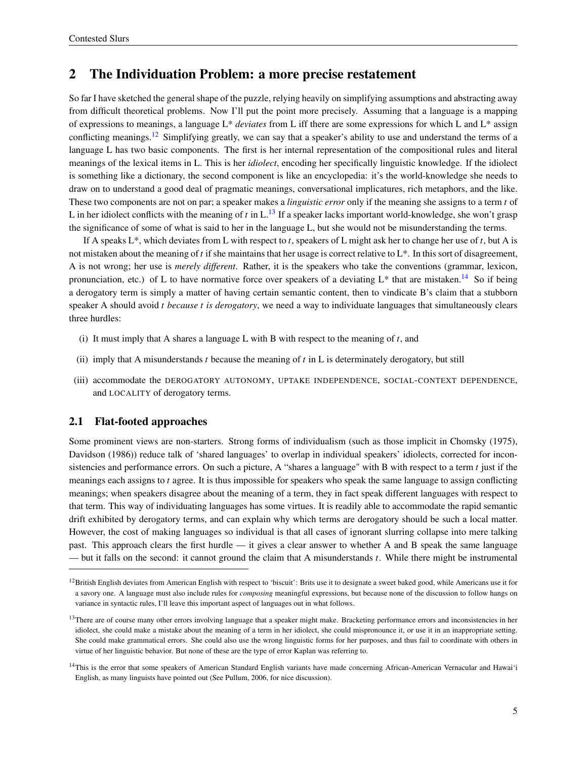## 2 The Individuation Problem: a more precise restatement

So far I have sketched the general shape of the puzzle, relying heavily on simplifying assumptions and abstracting away from difficult theoretical problems. Now I'll put the point more precisely. Assuming that a language is a mapping of expressions to meanings, a language L* *deviates* from L iff there are some expressions for which L and L* assign conflicting meanings.[12] Simplifying greatly, we can say that a speaker's ability to use and understand the terms of a language L has two basic components. The first is her internal representation of the compositional rules and literal meanings of the lexical items in L. This is her *idiolect*, encoding her specifically linguistic knowledge. If the idiolect is something like a dictionary, the second component is like an encyclopedia: it's the world-knowledge she needs to draw on to understand a good deal of pragmatic meanings, conversational implicatures, rich metaphors, and the like. These two components are not on par; a speaker makes a *linguistic error* only if the meaning she assigns to a term *t* of L in her idiolect conflicts with the meaning of *t* in L.[13] If a speaker lacks important world-knowledge, she won't grasp the significance of some of what is said to her in the language L, but she would not be misunderstanding the terms.

If A speaks L*, which deviates from L with respect to *t*, speakers of L might ask her to change her use of *t*, but A is not mistaken about the meaning of *t* if she maintains that her usage is correct relative to L*. In this sort of disagreement, A is not wrong; her use is *merely different*. Rather, it is the speakers who take the conventions (grammar, lexicon, pronunciation, etc.) of L to have normative force over speakers of a deviating L* that are mistaken.[14] So if being a derogatory term is simply a matter of having certain semantic content, then to vindicate B's claim that a stubborn speaker A should avoid *t because t is derogatory*, we need a way to individuate languages that simultaneously clears three hurdles:

(i) It must imply that A shares a language L with B with respect to the meaning of *t*, and

(ii) imply that A misunderstands *t* because the meaning of *t* in L is determinately derogatory, but still

(iii) accommodate the DEROGATORY AUTONOMY, UPTAKE INDEPENDENCE, SOCIAL-CONTEXT DEPENDENCE, and LOCALITY of derogatory terms.

### 2.1 Flat-footed approaches

Some prominent views are non-starters. Strong forms of individualism (such as those implicit in Chomsky (1975), Davidson (1986)) reduce talk of 'shared languages' to overlap in individual speakers' idiolects, corrected for inconsistencies and performance errors. On such a picture, A "shares a language" with B with respect to a term *t* just if the meanings each assigns to *t* agree. It is thus impossible for speakers who speak the same language to assign conflicting meanings; when speakers disagree about the meaning of a term, they in fact speak different languages with respect to that term. This way of individuating languages has some virtues. It is readily able to accommodate the rapid semantic drift exhibited by derogatory terms, and can explain why which terms are derogatory should be such a local matter. However, the cost of making languages so individual is that all cases of ignorant slurring collapse into mere talking past. This approach clears the first hurdle — it gives a clear answer to whether A and B speak the same language — but it falls on the second: it cannot ground the claim that A misunderstands *t*. While there might be instrumental

---

[12] British English deviates from American English with respect to 'biscuit': Brits use it to designate a sweet baked good, while Americans use it for a savory one. A language must also include rules for *composing* meaningful expressions, but because none of the discussion to follow hangs on variance in syntactic rules, I'll leave this important aspect of languages out in what follows.

[13] There are of course many other errors involving language that a speaker might make. Bracketing performance errors and inconsistencies in her idiolect, she could make a mistake about the meaning of a term in her idiolect, she could mispronounce it, or use it in an inappropriate setting. She could make grammatical errors. She could also use the wrong linguistic forms for her purposes, and thus fail to coordinate with others in virtue of her linguistic behavior. But none of these are the type of error Kaplan was referring to.

[14] This is the error that some speakers of American Standard English variants have made concerning African-American Vernacular and Hawai'i English, as many linguists have pointed out (See Pullum, 2006, for nice discussion).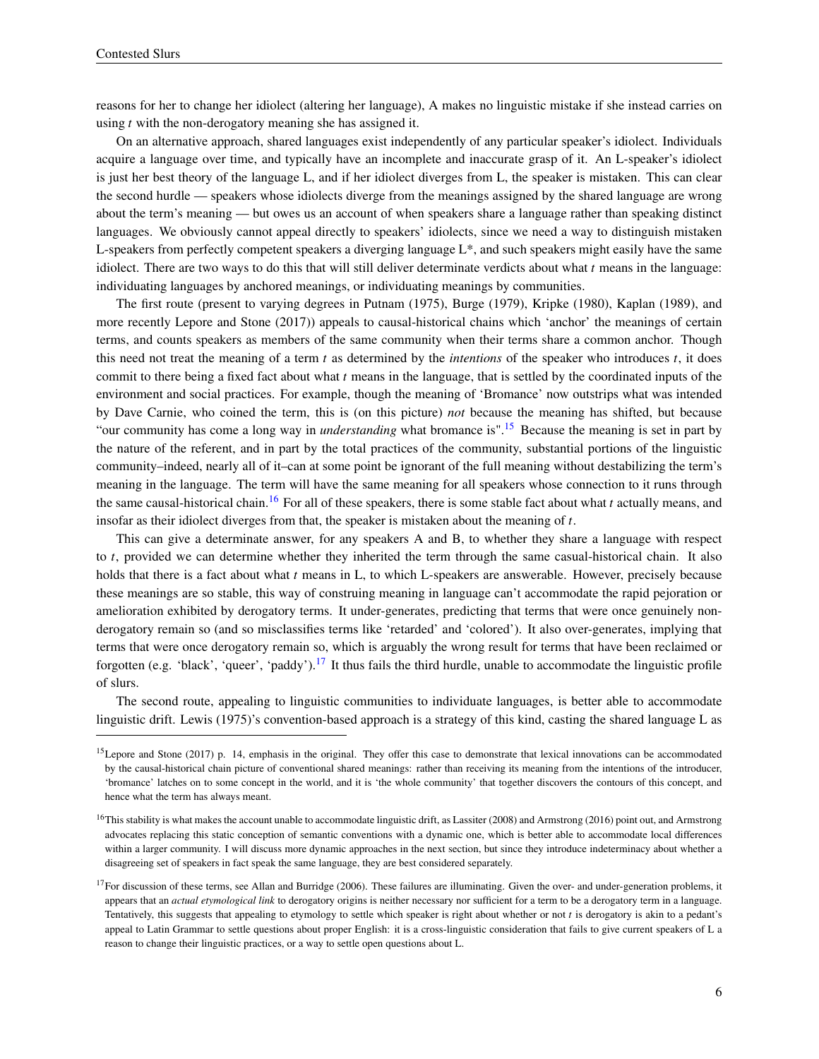reasons for her to change her idiolect (altering her language), A makes no linguistic mistake if she instead carries on using *t* with the non-derogatory meaning she has assigned it.

On an alternative approach, shared languages exist independently of any particular speaker's idiolect. Individuals acquire a language over time, and typically have an incomplete and inaccurate grasp of it. An L-speaker's idiolect is just her best theory of the language L, and if her idiolect diverges from L, the speaker is mistaken. This can clear the second hurdle — speakers whose idiolects diverge from the meanings assigned by the shared language are wrong about the term's meaning — but owes us an account of when speakers share a language rather than speaking distinct languages. We obviously cannot appeal directly to speakers' idiolects, since we need a way to distinguish mistaken L-speakers from perfectly competent speakers a diverging language L*, and such speakers might easily have the same idiolect. There are two ways to do this that will still deliver determinate verdicts about what *t* means in the language: individuating languages by anchored meanings, or individuating meanings by communities.

The first route (present to varying degrees in Putnam (1975), Burge (1979), Kripke (1980), Kaplan (1989), and more recently Lepore and Stone (2017)) appeals to causal-historical chains which 'anchor' the meanings of certain terms, and counts speakers as members of the same community when their terms share a common anchor. Though this need not treat the meaning of a term *t* as determined by the *intentions* of the speaker who introduces *t*, it does commit to there being a fixed fact about what *t* means in the language, that is settled by the coordinated inputs of the environment and social practices. For example, though the meaning of 'Bromance' now outstrips what was intended by Dave Carnie, who coined the term, this is (on this picture) *not* because the meaning has shifted, but because "our community has come a long way in *understanding* what bromance is".[15] Because the meaning is set in part by the nature of the referent, and in part by the total practices of the community, substantial portions of the linguistic community–indeed, nearly all of it–can at some point be ignorant of the full meaning without destabilizing the term's meaning in the language. The term will have the same meaning for all speakers whose connection to it runs through the same causal-historical chain.[16] For all of these speakers, there is some stable fact about what *t* actually means, and insofar as their idiolect diverges from that, the speaker is mistaken about the meaning of *t*.

This can give a determinate answer, for any speakers A and B, to whether they share a language with respect to *t*, provided we can determine whether they inherited the term through the same casual-historical chain. It also holds that there is a fact about what *t* means in L, to which L-speakers are answerable. However, precisely because these meanings are so stable, this way of construing meaning in language can't accommodate the rapid pejoration or amelioration exhibited by derogatory terms. It under-generates, predicting that terms that were once genuinely non-derogatory remain so (and so misclassifies terms like 'retarded' and 'colored'). It also over-generates, implying that terms that were once derogatory remain so, which is arguably the wrong result for terms that have been reclaimed or forgotten (e.g. 'black', 'queer', 'paddy').[17] It thus fails the third hurdle, unable to accommodate the linguistic profile of slurs.

The second route, appealing to linguistic communities to individuate languages, is better able to accommodate linguistic drift. Lewis (1975)'s convention-based approach is a strategy of this kind, casting the shared language L as

---

[15] Lepore and Stone (2017) p. 14, emphasis in the original. They offer this case to demonstrate that lexical innovations can be accommodated by the causal-historical chain picture of conventional shared meanings: rather than receiving its meaning from the intentions of the introducer, 'bromance' latches on to some concept in the world, and it is 'the whole community' that together discovers the contours of this concept, and hence what the term has always meant.

[16] This stability is what makes the account unable to accommodate linguistic drift, as Lassiter (2008) and Armstrong (2016) point out, and Armstrong advocates replacing this static conception of semantic conventions with a dynamic one, which is better able to accommodate local differences within a larger community. I will discuss more dynamic approaches in the next section, but since they introduce indeterminacy about whether a disagreeing set of speakers in fact speak the same language, they are best considered separately.

[17] For discussion of these terms, see Allan and Burridge (2006). These failures are illuminating. Given the over- and under-generation problems, it appears that an *actual etymological link* to derogatory origins is neither necessary nor sufficient for a term to be a derogatory term in a language. Tentatively, this suggests that appealing to etymology to settle which speaker is right about whether or not *t* is derogatory is akin to a pedant's appeal to Latin Grammar to settle questions about proper English: it is a cross-linguistic consideration that fails to give current speakers of L a reason to change their linguistic practices, or a way to settle open questions about L.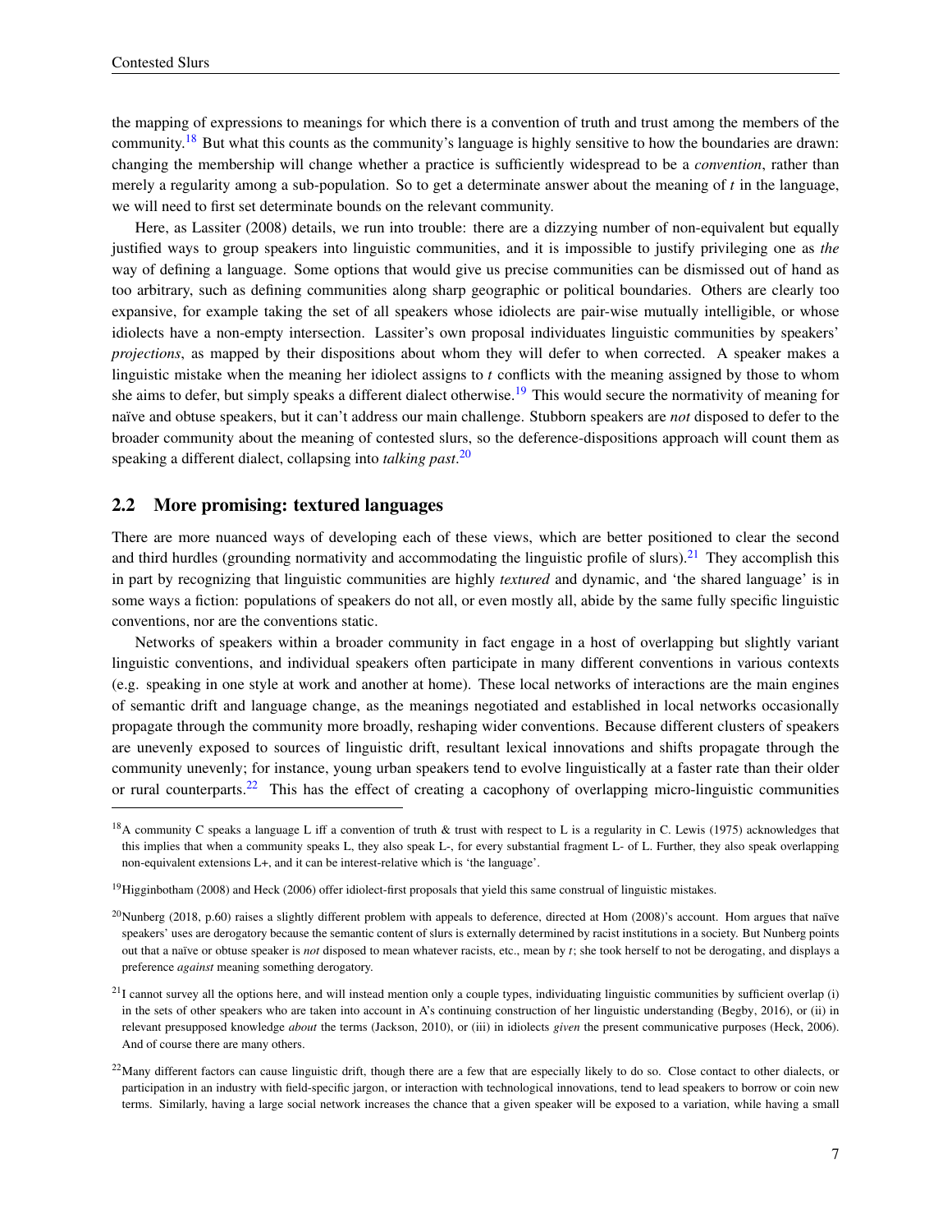the mapping of expressions to meanings for which there is a convention of truth and trust among the members of the community.[18] But what this counts as the community's language is highly sensitive to how the boundaries are drawn: changing the membership will change whether a practice is sufficiently widespread to be a *convention*, rather than merely a regularity among a sub-population. So to get a determinate answer about the meaning of $t$ in the language, we will need to first set determinate bounds on the relevant community.

Here, as Lassiter (2008) details, we run into trouble: there are a dizzying number of non-equivalent but equally justified ways to group speakers into linguistic communities, and it is impossible to justify privileging one as *the* way of defining a language. Some options that would give us precise communities can be dismissed out of hand as too arbitrary, such as defining communities along sharp geographic or political boundaries. Others are clearly too expansive, for example taking the set of all speakers whose idiolects are pair-wise mutually intelligible, or whose idiolects have a non-empty intersection. Lassiter's own proposal individuates linguistic communities by speakers' *projections*, as mapped by their dispositions about whom they will defer to when corrected. A speaker makes a linguistic mistake when the meaning her idiolect assigns to $t$ conflicts with the meaning assigned by those to whom she aims to defer, but simply speaks a different dialect otherwise.[19] This would secure the normativity of meaning for naïve and obtuse speakers, but it can't address our main challenge. Stubborn speakers are *not* disposed to defer to the broader community about the meaning of contested slurs, so the deference-dispositions approach will count them as speaking a different dialect, collapsing into *talking past*.[20]

## 2.2 More promising: textured languages

There are more nuanced ways of developing each of these views, which are better positioned to clear the second and third hurdles (grounding normativity and accommodating the linguistic profile of slurs).[21] They accomplish this in part by recognizing that linguistic communities are highly *textured* and dynamic, and 'the shared language' is in some ways a fiction: populations of speakers do not all, or even mostly all, abide by the same fully specific linguistic conventions, nor are the conventions static.

Networks of speakers within a broader community in fact engage in a host of overlapping but slightly variant linguistic conventions, and individual speakers often participate in many different conventions in various contexts (e.g. speaking in one style at work and another at home). These local networks of interactions are the main engines of semantic drift and language change, as the meanings negotiated and established in local networks occasionally propagate through the community more broadly, reshaping wider conventions. Because different clusters of speakers are unevenly exposed to sources of linguistic drift, resultant lexical innovations and shifts propagate through the community unevenly; for instance, young urban speakers tend to evolve linguistically at a faster rate than their older or rural counterparts.[22] This has the effect of creating a cacophony of overlapping micro-linguistic communities

---

[18] A community C speaks a language L iff a convention of truth & trust with respect to L is a regularity in C. Lewis (1975) acknowledges that this implies that when a community speaks L, they also speak L-, for every substantial fragment L- of L. Further, they also speak overlapping non-equivalent extensions L+, and it can be interest-relative which is 'the language'.

[19] Higginbotham (2008) and Heck (2006) offer idiolect-first proposals that yield this same construal of linguistic mistakes.

[20] Nunberg (2018, p.60) raises a slightly different problem with appeals to deference, directed at Hom (2008)'s account. Hom argues that naïve speakers' uses are derogatory because the semantic content of slurs is externally determined by racist institutions in a society. But Nunberg points out that a naïve or obtuse speaker is *not* disposed to mean whatever racists, etc., mean by $t$; she took herself to not be derogating, and displays a preference *against* meaning something derogatory.

[21] I cannot survey all the options here, and will instead mention only a couple types, individuating linguistic communities by sufficient overlap (i) in the sets of other speakers who are taken into account in A's continuing construction of her linguistic understanding (Begby, 2016), or (ii) in relevant presupposed knowledge *about* the terms (Jackson, 2010), or (iii) in idiolects *given* the present communicative purposes (Heck, 2006). And of course there are many others.

[22] Many different factors can cause linguistic drift, though there are a few that are especially likely to do so. Close contact to other dialects, or participation in an industry with field-specific jargon, or interaction with technological innovations, tend to lead speakers to borrow or coin new terms. Similarly, having a large social network increases the chance that a given speaker will be exposed to a variation, while having a small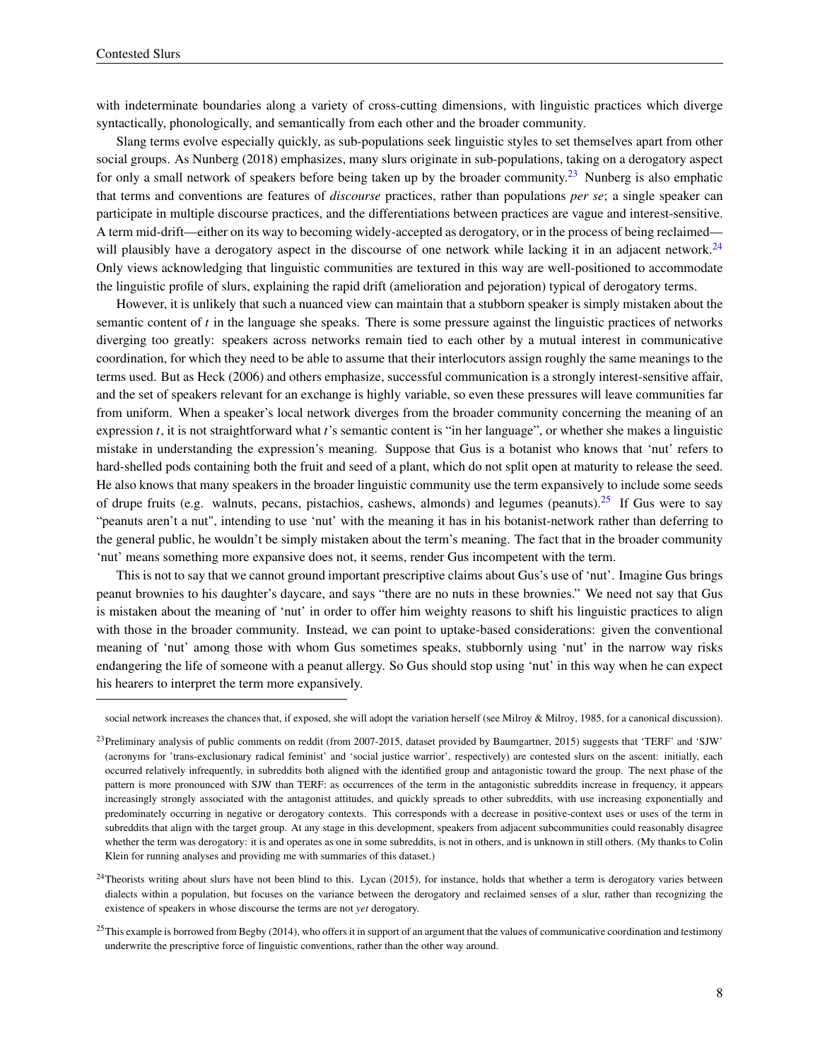with indeterminate boundaries along a variety of cross-cutting dimensions, with linguistic practices which diverge syntactically, phonologically, and semantically from each other and the broader community.

Slang terms evolve especially quickly, as sub-populations seek linguistic styles to set themselves apart from other social groups. As Nunberg (2018) emphasizes, many slurs originate in sub-populations, taking on a derogatory aspect for only a small network of speakers before being taken up by the broader community.[23] Nunberg is also emphatic that terms and conventions are features of *discourse* practices, rather than populations *per se*; a single speaker can participate in multiple discourse practices, and the differentiations between practices are vague and interest-sensitive. A term mid-drift—either on its way to becoming widely-accepted as derogatory, or in the process of being reclaimed—will plausibly have a derogatory aspect in the discourse of one network while lacking it in an adjacent network.[24] Only views acknowledging that linguistic communities are textured in this way are well-positioned to accommodate the linguistic profile of slurs, explaining the rapid drift (amelioration and pejoration) typical of derogatory terms.

However, it is unlikely that such a nuanced view can maintain that a stubborn speaker is simply mistaken about the semantic content of $t$ in the language she speaks. There is some pressure against the linguistic practices of networks diverging too greatly: speakers across networks remain tied to each other by a mutual interest in communicative coordination, for which they need to be able to assume that their interlocutors assign roughly the same meanings to the terms used. But as Heck (2006) and others emphasize, successful communication is a strongly interest-sensitive affair, and the set of speakers relevant for an exchange is highly variable, so even these pressures will leave communities far from uniform. When a speaker's local network diverges from the broader community concerning the meaning of an expression $t$, it is not straightforward what $t$'s semantic content is "in her language", or whether she makes a linguistic mistake in understanding the expression's meaning. Suppose that Gus is a botanist who knows that 'nut' refers to hard-shelled pods containing both the fruit and seed of a plant, which do not split open at maturity to release the seed. He also knows that many speakers in the broader linguistic community use the term expansively to include some seeds of drupe fruits (e.g. walnuts, pecans, pistachios, cashews, almonds) and legumes (peanuts).[25] If Gus were to say "peanuts aren't a nut", intending to use 'nut' with the meaning it has in his botanist-network rather than deferring to the general public, he wouldn't be simply mistaken about the term's meaning. The fact that in the broader community 'nut' means something more expansive does not, it seems, render Gus incompetent with the term.

This is not to say that we cannot ground important prescriptive claims about Gus's use of 'nut'. Imagine Gus brings peanut brownies to his daughter's daycare, and says "there are no nuts in these brownies." We need not say that Gus is mistaken about the meaning of 'nut' in order to offer him weighty reasons to shift his linguistic practices to align with those in the broader community. Instead, we can point to uptake-based considerations: given the conventional meaning of 'nut' among those with whom Gus sometimes speaks, stubbornly using 'nut' in the narrow way risks endangering the life of someone with a peanut allergy. So Gus should stop using 'nut' in this way when he can expect his hearers to interpret the term more expansively.

---

social network increases the chances that, if exposed, she will adopt the variation herself (see Milroy & Milroy, 1985, for a canonical discussion).

[23] Preliminary analysis of public comments on reddit (from 2007-2015, dataset provided by Baumgartner, 2015) suggests that 'TERF' and 'SJW' (acronyms for 'trans-exclusionary radical feminist' and 'social justice warrior', respectively) are contested slurs on the ascent: initially, each occurred relatively infrequently, in subreddits both aligned with the identified group and antagonistic toward the group. The next phase of the pattern is more pronounced with SJW than TERF: as occurrences of the term in the antagonistic subreddits increase in frequency, it appears increasingly strongly associated with the antagonist attitudes, and quickly spreads to other subreddits, with use increasing exponentially and predominately occurring in negative or derogatory contexts. This corresponds with a decrease in positive-context uses or uses of the term in subreddits that align with the target group. At any stage in this development, speakers from adjacent subcommunities could reasonably disagree whether the term was derogatory: it is and operates as one in some subreddits, is not in others, and is unknown in still others. (My thanks to Colin Klein for running analyses and providing me with summaries of this dataset.)

[24] Theorists writing about slurs have not been blind to this. Lycan (2015), for instance, holds that whether a term is derogatory varies between dialects within a population, but focuses on the variance between the derogatory and reclaimed senses of a slur, rather than recognizing the existence of speakers in whose discourse the terms are not *yet* derogatory.

[25] This example is borrowed from Begby (2014), who offers it in support of an argument that the values of communicative coordination and testimony underwrite the prescriptive force of linguistic conventions, rather than the other way around.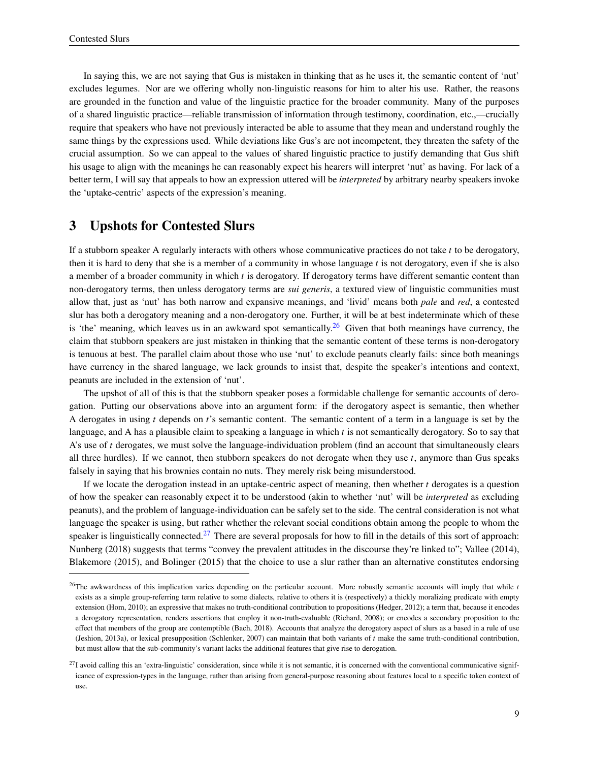In saying this, we are not saying that Gus is mistaken in thinking that as he uses it, the semantic content of 'nut' excludes legumes. Nor are we offering wholly non-linguistic reasons for him to alter his use. Rather, the reasons are grounded in the function and value of the linguistic practice for the broader community. Many of the purposes of a shared linguistic practice—reliable transmission of information through testimony, coordination, etc.,—crucially require that speakers who have not previously interacted be able to assume that they mean and understand roughly the same things by the expressions used. While deviations like Gus's are not incompetent, they threaten the safety of the crucial assumption. So we can appeal to the values of shared linguistic practice to justify demanding that Gus shift his usage to align with the meanings he can reasonably expect his hearers will interpret 'nut' as having. For lack of a better term, I will say that appeals to how an expression uttered will be *interpreted* by arbitrary nearby speakers invoke the 'uptake-centric' aspects of the expression's meaning.

## 3 Upshots for Contested Slurs

If a stubborn speaker A regularly interacts with others whose communicative practices do not take *t* to be derogatory, then it is hard to deny that she is a member of a community in whose language *t* is not derogatory, even if she is also a member of a broader community in which *t* is derogatory. If derogatory terms have different semantic content than non-derogatory terms, then unless derogatory terms are *sui generis*, a textured view of linguistic communities must allow that, just as 'nut' has both narrow and expansive meanings, and 'livid' means both *pale* and *red*, a contested slur has both a derogatory meaning and a non-derogatory one. Further, it will be at best indeterminate which of these is 'the' meaning, which leaves us in an awkward spot semantically.[26] Given that both meanings have currency, the claim that stubborn speakers are just mistaken in thinking that the semantic content of these terms is non-derogatory is tenuous at best. The parallel claim about those who use 'nut' to exclude peanuts clearly fails: since both meanings have currency in the shared language, we lack grounds to insist that, despite the speaker's intentions and context, peanuts are included in the extension of 'nut'.

The upshot of all of this is that the stubborn speaker poses a formidable challenge for semantic accounts of derogation. Putting our observations above into an argument form: if the derogatory aspect is semantic, then whether A derogates in using *t* depends on *t*'s semantic content. The semantic content of a term in a language is set by the language, and A has a plausible claim to speaking a language in which *t* is not semantically derogatory. So to say that A's use of *t* derogates, we must solve the language-individuation problem (find an account that simultaneously clears all three hurdles). If we cannot, then stubborn speakers do not derogate when they use *t*, anymore than Gus speaks falsely in saying that his brownies contain no nuts. They merely risk being misunderstood.

If we locate the derogation instead in an uptake-centric aspect of meaning, then whether *t* derogates is a question of how the speaker can reasonably expect it to be understood (akin to whether 'nut' will be *interpreted* as excluding peanuts), and the problem of language-individuation can be safely set to the side. The central consideration is not what language the speaker is using, but rather whether the relevant social conditions obtain among the people to whom the speaker is linguistically connected.[27] There are several proposals for how to fill in the details of this sort of approach: Nunberg (2018) suggests that terms "convey the prevalent attitudes in the discourse they're linked to"; Vallee (2014), Blakemore (2015), and Bolinger (2015) that the choice to use a slur rather than an alternative constitutes endorsing

---

[26] The awkwardness of this implication varies depending on the particular account. More robustly semantic accounts will imply that while *t* exists as a simple group-referring term relative to some dialects, relative to others it is (respectively) a thickly moralizing predicate with empty extension (Hom, 2010); an expressive that makes no truth-conditional contribution to propositions (Hedger, 2012); a term that, because it encodes a derogatory representation, renders assertions that employ it non-truth-evaluable (Richard, 2008); or encodes a secondary proposition to the effect that members of the group are contemptible (Bach, 2018). Accounts that analyze the derogatory aspect of slurs as a based in a rule of use (Jeshion, 2013a), or lexical presupposition (Schlenker, 2007) can maintain that both variants of *t* make the same truth-conditional contribution, but must allow that the sub-community's variant lacks the additional features that give rise to derogation.

[27] I avoid calling this an 'extra-linguistic' consideration, since while it is not semantic, it is concerned with the conventional communicative significance of expression-types in the language, rather than arising from general-purpose reasoning about features local to a specific token context of use.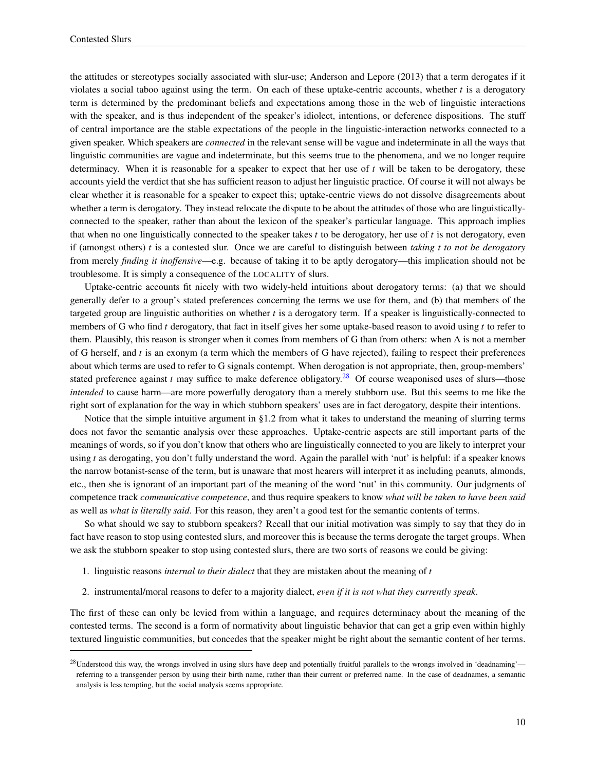the attitudes or stereotypes socially associated with slur-use; Anderson and Lepore (2013) that a term derogates if it violates a social taboo against using the term. On each of these uptake-centric accounts, whether *t* is a derogatory term is determined by the predominant beliefs and expectations among those in the web of linguistic interactions with the speaker, and is thus independent of the speaker's idiolect, intentions, or deference dispositions. The stuff of central importance are the stable expectations of the people in the linguistic-interaction networks connected to a given speaker. Which speakers are *connected* in the relevant sense will be vague and indeterminate in all the ways that linguistic communities are vague and indeterminate, but this seems true to the phenomena, and we no longer require determinacy. When it is reasonable for a speaker to expect that her use of *t* will be taken to be derogatory, these accounts yield the verdict that she has sufficient reason to adjust her linguistic practice. Of course it will not always be clear whether it is reasonable for a speaker to expect this; uptake-centric views do not dissolve disagreements about whether a term is derogatory. They instead relocate the dispute to be about the attitudes of those who are linguistically-connected to the speaker, rather than about the lexicon of the speaker's particular language. This approach implies that when no one linguistically connected to the speaker takes *t* to be derogatory, her use of *t* is not derogatory, even if (amongst others) *t* is a contested slur. Once we are careful to distinguish between *taking t to not be derogatory* from merely *finding it inoffensive*—e.g. because of taking it to be aptly derogatory—this implication should not be troublesome. It is simply a consequence of the LOCALITY of slurs.

Uptake-centric accounts fit nicely with two widely-held intuitions about derogatory terms: (a) that we should generally defer to a group's stated preferences concerning the terms we use for them, and (b) that members of the targeted group are linguistic authorities on whether *t* is a derogatory term. If a speaker is linguistically-connected to members of G who find *t* derogatory, that fact in itself gives her some uptake-based reason to avoid using *t* to refer to them. Plausibly, this reason is stronger when it comes from members of G than from others: when A is not a member of G herself, and *t* is an exonym (a term which the members of G have rejected), failing to respect their preferences about which terms are used to refer to G signals contempt. When derogation is not appropriate, then, group-members' stated preference against *t* may suffice to make deference obligatory.[28] Of course weaponised uses of slurs—those *intended* to cause harm—are more powerfully derogatory than a merely stubborn use. But this seems to me like the right sort of explanation for the way in which stubborn speakers' uses are in fact derogatory, despite their intentions.

Notice that the simple intuitive argument in §1.2 from what it takes to understand the meaning of slurring terms does not favor the semantic analysis over these approaches. Uptake-centric aspects are still important parts of the meanings of words, so if you don't know that others who are linguistically connected to you are likely to interpret your using *t* as derogating, you don't fully understand the word. Again the parallel with 'nut' is helpful: if a speaker knows the narrow botanist-sense of the term, but is unaware that most hearers will interpret it as including peanuts, almonds, etc., then she is ignorant of an important part of the meaning of the word 'nut' in this community. Our judgments of competence track *communicative competence*, and thus require speakers to know *what will be taken to have been said* as well as *what is literally said*. For this reason, they aren't a good test for the semantic contents of terms.

So what should we say to stubborn speakers? Recall that our initial motivation was simply to say that they do in fact have reason to stop using contested slurs, and moreover this is because the terms derogate the target groups. When we ask the stubborn speaker to stop using contested slurs, there are two sorts of reasons we could be giving:

1. linguistic reasons *internal to their dialect* that they are mistaken about the meaning of *t*
2. instrumental/moral reasons to defer to a majority dialect, *even if it is not what they currently speak*.

The first of these can only be levied from within a language, and requires determinacy about the meaning of the contested terms. The second is a form of normativity about linguistic behavior that can get a grip even within highly textured linguistic communities, but concedes that the speaker might be right about the semantic content of her terms.

[28] Understood this way, the wrongs involved in using slurs have deep and potentially fruitful parallels to the wrongs involved in 'deadnaming'—referring to a transgender person by using their birth name, rather than their current or preferred name. In the case of deadnames, a semantic analysis is less tempting, but the social analysis seems appropriate.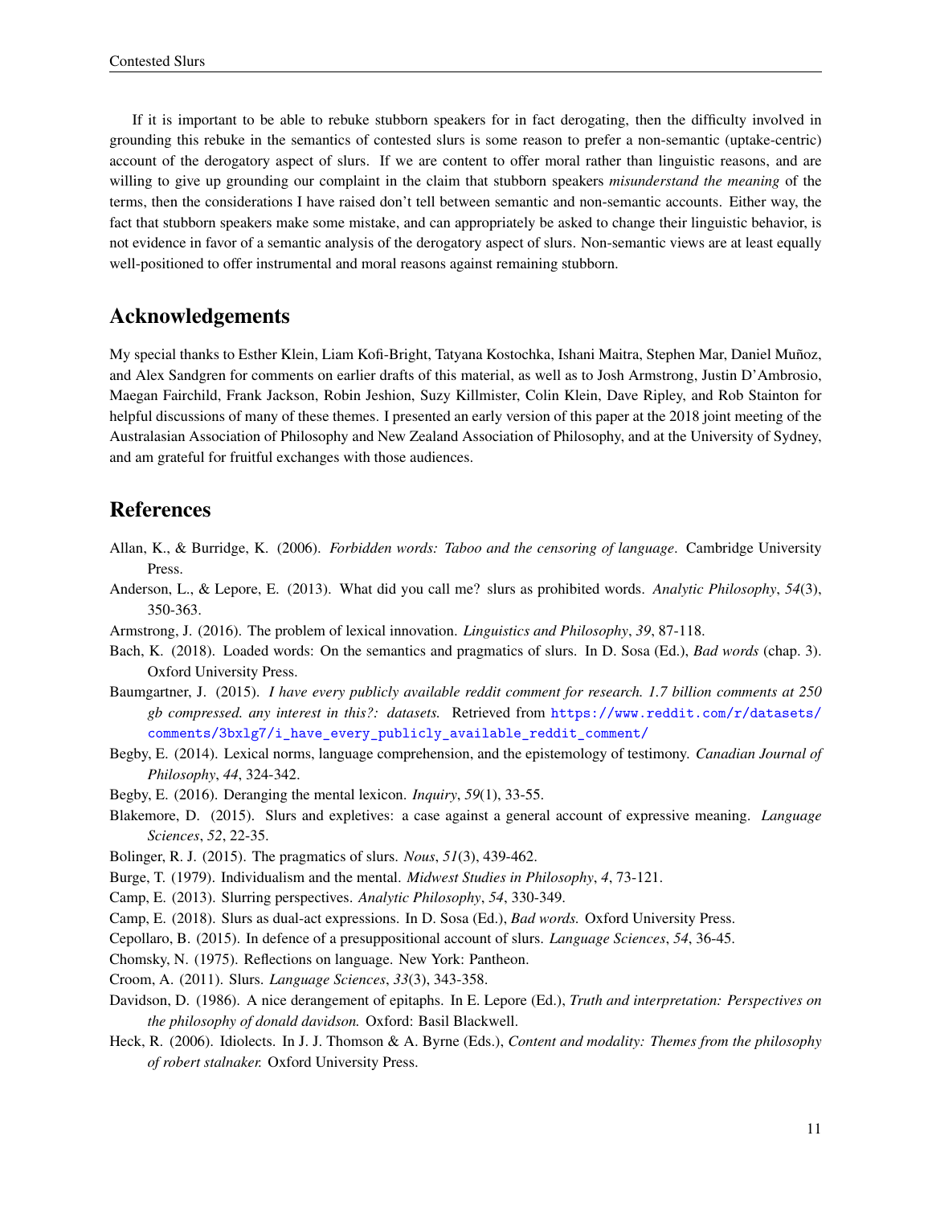If it is important to be able to rebuke stubborn speakers for in fact derogating, then the difficulty involved in grounding this rebuke in the semantics of contested slurs is some reason to prefer a non-semantic (uptake-centric) account of the derogatory aspect of slurs. If we are content to offer moral rather than linguistic reasons, and are willing to give up grounding our complaint in the claim that stubborn speakers *misunderstand the meaning* of the terms, then the considerations I have raised don't tell between semantic and non-semantic accounts. Either way, the fact that stubborn speakers make some mistake, and can appropriately be asked to change their linguistic behavior, is not evidence in favor of a semantic analysis of the derogatory aspect of slurs. Non-semantic views are at least equally well-positioned to offer instrumental and moral reasons against remaining stubborn.

## Acknowledgements

My special thanks to Esther Klein, Liam Kofi-Bright, Tatyana Kostochka, Ishani Maitra, Stephen Mar, Daniel Muñoz, and Alex Sandgren for comments on earlier drafts of this material, as well as to Josh Armstrong, Justin D'Ambrosio, Maegan Fairchild, Frank Jackson, Robin Jeshion, Suzy Killmister, Colin Klein, Dave Ripley, and Rob Stainton for helpful discussions of many of these themes. I presented an early version of this paper at the 2018 joint meeting of the Australasian Association of Philosophy and New Zealand Association of Philosophy, and at the University of Sydney, and am grateful for fruitful exchanges with those audiences.

## References

Allan, K., & Burridge, K. (2006). *Forbidden words: Taboo and the censoring of language*. Cambridge University Press.

Anderson, L., & Lepore, E. (2013). What did you call me? slurs as prohibited words. *Analytic Philosophy*, *54*(3), 350-363.

Armstrong, J. (2016). The problem of lexical innovation. *Linguistics and Philosophy*, *39*, 87-118.

Bach, K. (2018). Loaded words: On the semantics and pragmatics of slurs. In D. Sosa (Ed.), *Bad words* (chap. 3). Oxford University Press.

Baumgartner, J. (2015). *I have every publicly available reddit comment for research. 1.7 billion comments at 250 gb compressed. any interest in this?: datasets.* Retrieved from https://www.reddit.com/r/datasets/comments/3bxlg7/i_have_every_publicly_available_reddit_comment/

Begby, E. (2014). Lexical norms, language comprehension, and the epistemology of testimony. *Canadian Journal of Philosophy*, *44*, 324-342.

Begby, E. (2016). Deranging the mental lexicon. *Inquiry*, *59*(1), 33-55.

Blakemore, D. (2015). Slurs and expletives: a case against a general account of expressive meaning. *Language Sciences*, *52*, 22-35.

Bolinger, R. J. (2015). The pragmatics of slurs. *Nous*, *51*(3), 439-462.

Burge, T. (1979). Individualism and the mental. *Midwest Studies in Philosophy*, *4*, 73-121.

Camp, E. (2013). Slurring perspectives. *Analytic Philosophy*, *54*, 330-349.

Camp, E. (2018). Slurs as dual-act expressions. In D. Sosa (Ed.), *Bad words.* Oxford University Press.

Cepollaro, B. (2015). In defence of a presuppositional account of slurs. *Language Sciences*, *54*, 36-45.

Chomsky, N. (1975). Reflections on language. New York: Pantheon.

Croom, A. (2011). Slurs. *Language Sciences*, *33*(3), 343-358.

Davidson, D. (1986). A nice derangement of epitaphs. In E. Lepore (Ed.), *Truth and interpretation: Perspectives on the philosophy of donald davidson.* Oxford: Basil Blackwell.

Heck, R. (2006). Idiolects. In J. J. Thomson & A. Byrne (Eds.), *Content and modality: Themes from the philosophy of robert stalnaker.* Oxford University Press.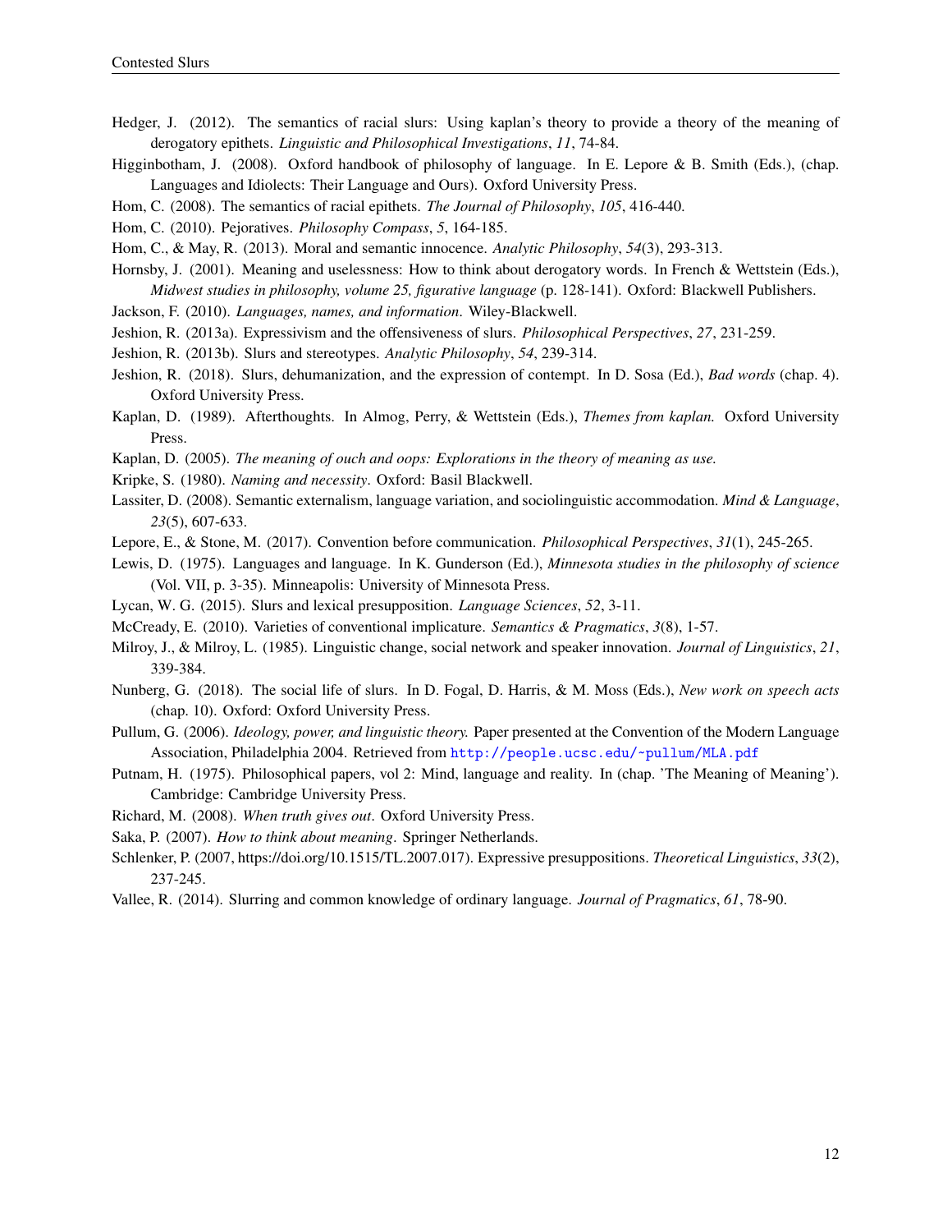Hedger, J. (2012). The semantics of racial slurs: Using kaplan's theory to provide a theory of the meaning of derogatory epithets. *Linguistic and Philosophical Investigations*, *11*, 74-84.

Higginbotham, J. (2008). Oxford handbook of philosophy of language. In E. Lepore & B. Smith (Eds.), (chap. Languages and Idiolects: Their Language and Ours). Oxford University Press.

Hom, C. (2008). The semantics of racial epithets. *The Journal of Philosophy*, *105*, 416-440.

Hom, C. (2010). Pejoratives. *Philosophy Compass*, *5*, 164-185.

Hom, C., & May, R. (2013). Moral and semantic innocence. *Analytic Philosophy*, *54*(3), 293-313.

Hornsby, J. (2001). Meaning and uselessness: How to think about derogatory words. In French & Wettstein (Eds.), *Midwest studies in philosophy, volume 25, figurative language* (p. 128-141). Oxford: Blackwell Publishers.

Jackson, F. (2010). *Languages, names, and information*. Wiley-Blackwell.

Jeshion, R. (2013a). Expressivism and the offensiveness of slurs. *Philosophical Perspectives*, *27*, 231-259.

Jeshion, R. (2013b). Slurs and stereotypes. *Analytic Philosophy*, *54*, 239-314.

Jeshion, R. (2018). Slurs, dehumanization, and the expression of contempt. In D. Sosa (Ed.), *Bad words* (chap. 4). Oxford University Press.

Kaplan, D. (1989). Afterthoughts. In Almog, Perry, & Wettstein (Eds.), *Themes from kaplan.* Oxford University Press.

Kaplan, D. (2005). *The meaning of ouch and oops: Explorations in the theory of meaning as use.*

Kripke, S. (1980). *Naming and necessity*. Oxford: Basil Blackwell.

Lassiter, D. (2008). Semantic externalism, language variation, and sociolinguistic accommodation. *Mind & Language*, *23*(5), 607-633.

Lepore, E., & Stone, M. (2017). Convention before communication. *Philosophical Perspectives*, *31*(1), 245-265.

Lewis, D. (1975). Languages and language. In K. Gunderson (Ed.), *Minnesota studies in the philosophy of science* (Vol. VII, p. 3-35). Minneapolis: University of Minnesota Press.

Lycan, W. G. (2015). Slurs and lexical presupposition. *Language Sciences*, *52*, 3-11.

McCready, E. (2010). Varieties of conventional implicature. *Semantics & Pragmatics*, *3*(8), 1-57.

Milroy, J., & Milroy, L. (1985). Linguistic change, social network and speaker innovation. *Journal of Linguistics*, *21*, 339-384.

Nunberg, G. (2018). The social life of slurs. In D. Fogal, D. Harris, & M. Moss (Eds.), *New work on speech acts* (chap. 10). Oxford: Oxford University Press.

Pullum, G. (2006). *Ideology, power, and linguistic theory.* Paper presented at the Convention of the Modern Language Association, Philadelphia 2004. Retrieved from http://people.ucsc.edu/~pullum/MLA.pdf

Putnam, H. (1975). Philosophical papers, vol 2: Mind, language and reality. In (chap. 'The Meaning of Meaning'). Cambridge: Cambridge University Press.

Richard, M. (2008). *When truth gives out*. Oxford University Press.

Saka, P. (2007). *How to think about meaning*. Springer Netherlands.

Schlenker, P. (2007, https://doi.org/10.1515/TL.2007.017). Expressive presuppositions. *Theoretical Linguistics*, *33*(2), 237-245.

Vallee, R. (2014). Slurring and common knowledge of ordinary language. *Journal of Pragmatics*, *61*, 78-90.